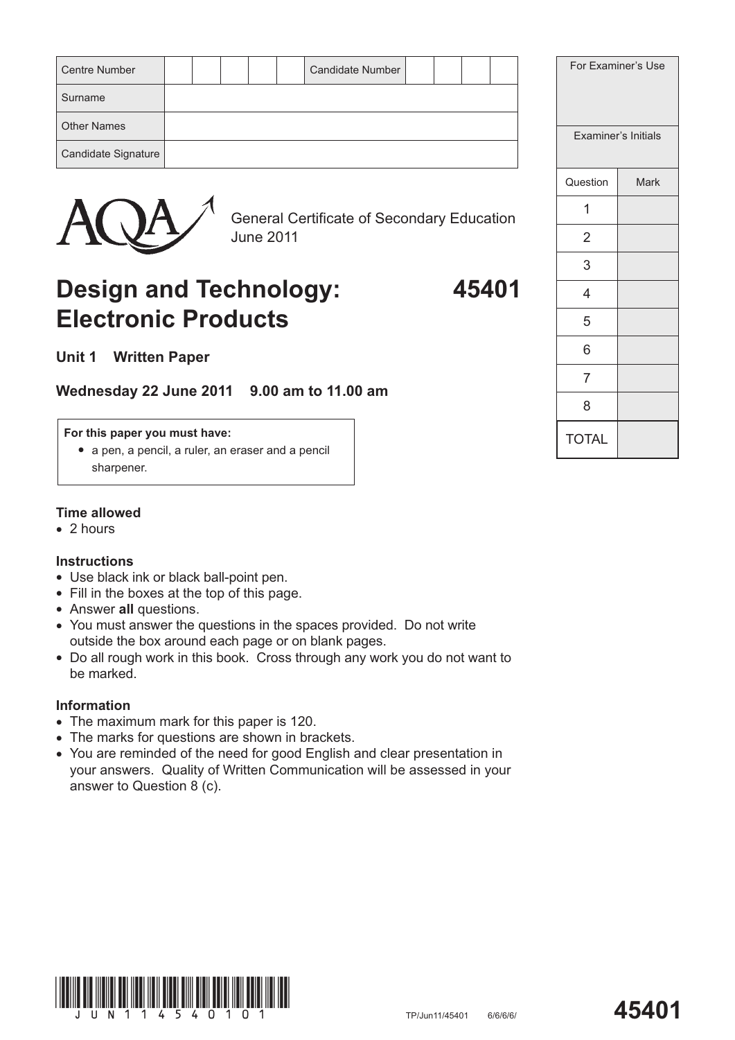| Centre Number | | | | | | Candidate Number | | | | |
|---|---|---|---|---|---|---|---|---|---|---|
| Surname | | | | | | | | | | |
| Other Names | | | | | | | | | | |
| Candidate Signature | | | | | | | | | | |

| For Examiner's Use | |
|---|---|
| Examiner's Initials | |
| Question | Mark |
| 1 | |
| 2 | |
| 3 | |
| 4 | |
| 5 | |
| 6 | |
| 7 | |
| 8 | |
| TOTAL | |

AQA

General Certificate of Secondary Education
June 2011

# Design and Technology: Electronic Products 45401

## Unit 1 Written Paper

**Wednesday 22 June 2011 9.00 am to 11.00 am**

**For this paper you must have:**
- a pen, a pencil, a ruler, an eraser and a pencil sharpener.

**Time allowed**
- 2 hours

**Instructions**
- Use black ink or black ball-point pen.
- Fill in the boxes at the top of this page.
- Answer **all** questions.
- You must answer the questions in the spaces provided. Do not write outside the box around each page or on blank pages.
- Do all rough work in this book. Cross through any work you do not want to be marked.

**Information**
- The maximum mark for this paper is 120.
- The marks for questions are shown in brackets.
- You are reminded of the need for good English and clear presentation in your answers. Quality of Written Communication will be assessed in your answer to Question 8 (c).

TP/Jun11/45401 6/6/6/ **45401**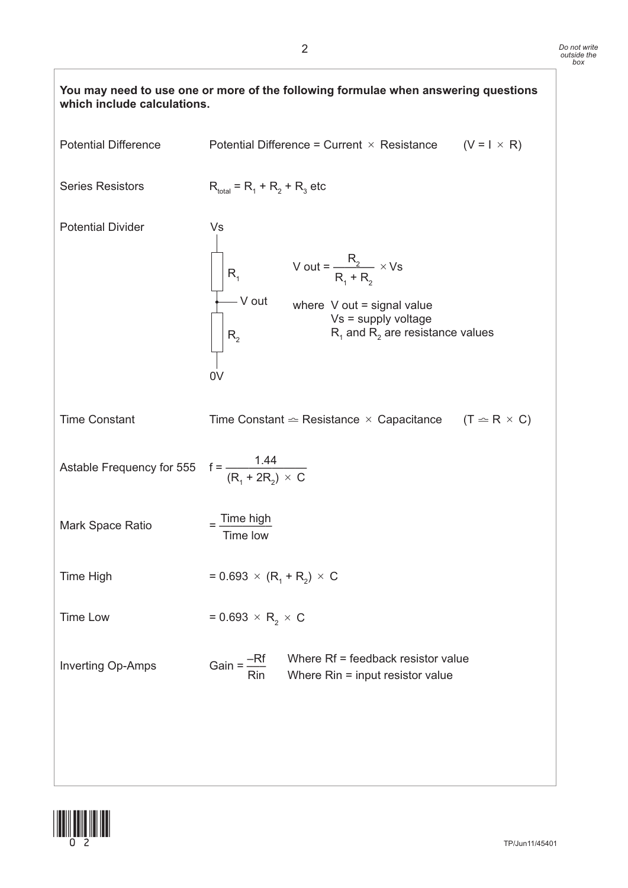**You may need to use one or more of the following formulae when answering questions which include calculations.**

| | | |
|---|---|---|
| Potential Difference | Potential Difference = Current × Resistance | $(V = I \times R)$ |
| Series Resistors | $R_{total} = R_1 + R_2 + R_3$ etc | |
| Potential Divider | $V\ out = \dfrac{R_2}{R_1 + R_2} \times Vs$ | |
| Time Constant | Time Constant ≏ Resistance × Capacitance | $(T \approx R \times C)$ |
| Astable Frequency for 555 | $f = \dfrac{1.44}{(R_1 + 2R_2) \times C}$ | |
| Mark Space Ratio | $= \dfrac{\text{Time high}}{\text{Time low}}$ | |
| Time High | $= 0.693 \times (R_1 + R_2) \times C$ | |
| Time Low | $= 0.693 \times R_2 \times C$ | |
| Inverting Op-Amps | $\text{Gain} = \dfrac{-Rf}{Rin}$ | Where Rf = feedback resistor value; Where Rin = input resistor value |

Potential Divider circuit: Vs connected through $R_1$ then $R_2$ to 0V, with V out taken between $R_1$ and $R_2$.

where V out = signal value
Vs = supply voltage
$R_1$ and $R_2$ are resistance values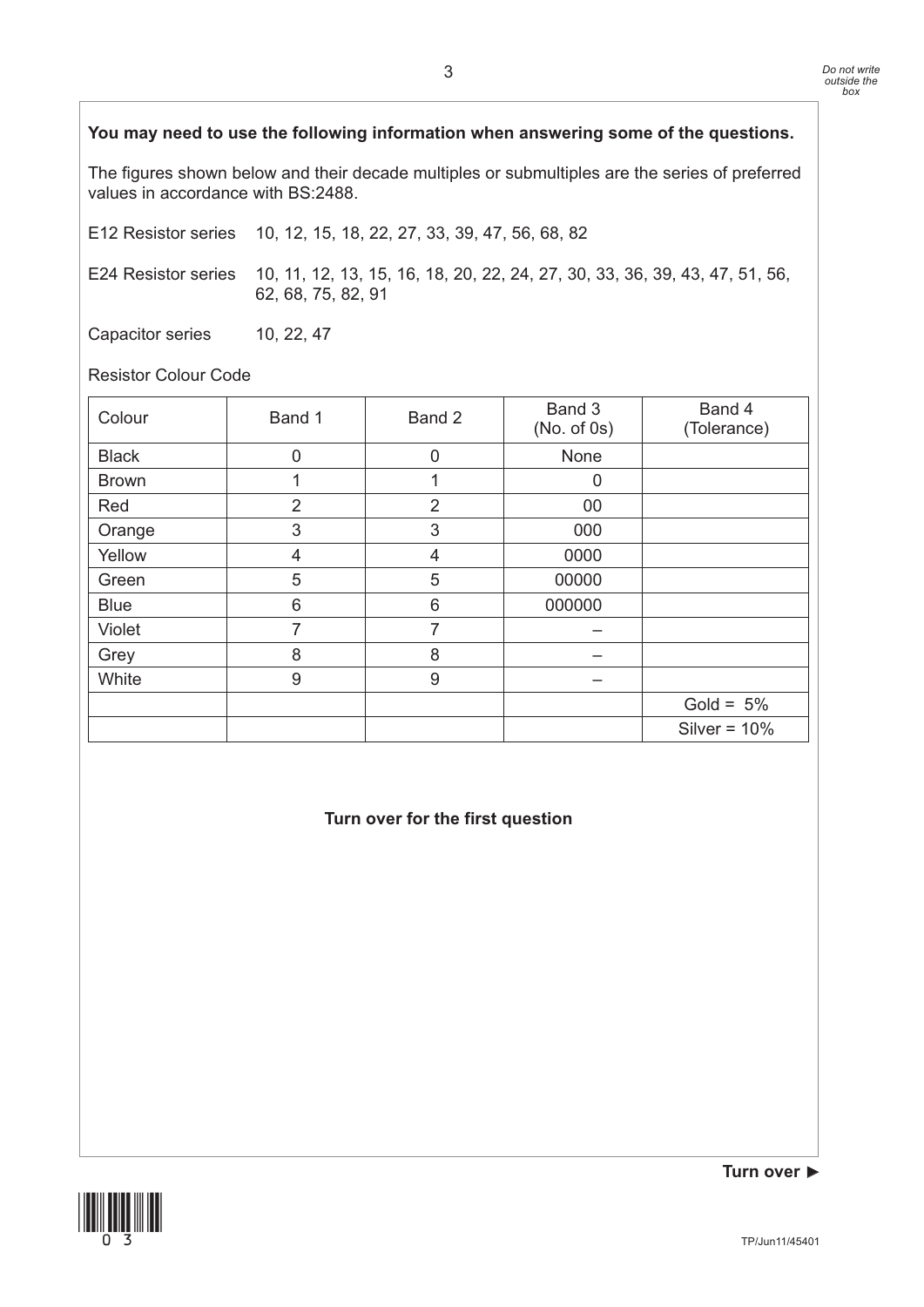**You may need to use the following information when answering some of the questions.**

The figures shown below and their decade multiples or submultiples are the series of preferred values in accordance with BS:2488.

E12 Resistor series 10, 12, 15, 18, 22, 27, 33, 39, 47, 56, 68, 82

E24 Resistor series 10, 11, 12, 13, 15, 16, 18, 20, 22, 24, 27, 30, 33, 36, 39, 43, 47, 51, 56, 62, 68, 75, 82, 91

Capacitor series 10, 22, 47

Resistor Colour Code

| Colour | Band 1 | Band 2 | Band 3 (No. of 0s) | Band 4 (Tolerance) |
|---|---|---|---|---|
| Black | 0 | 0 | None | |
| Brown | 1 | 1 | 0 | |
| Red | 2 | 2 | 00 | |
| Orange | 3 | 3 | 000 | |
| Yellow | 4 | 4 | 0000 | |
| Green | 5 | 5 | 00000 | |
| Blue | 6 | 6 | 000000 | |
| Violet | 7 | 7 | – | |
| Grey | 8 | 8 | – | |
| White | 9 | 9 | – | |
| | | | | Gold = 5% |
| | | | | Silver = 10% |

**Turn over for the first question**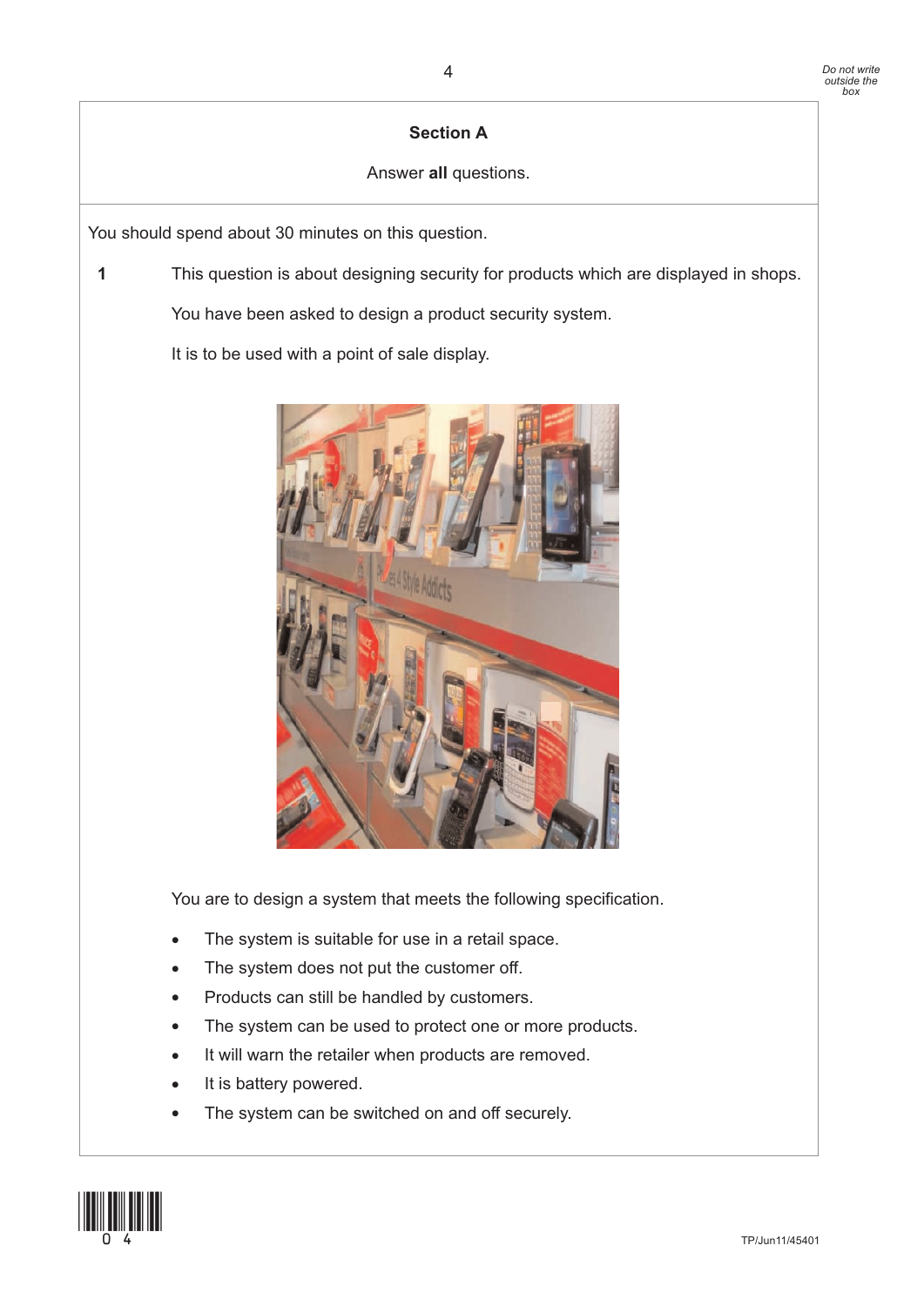## Section A

Answer **all** questions.

You should spend about 30 minutes on this question.

**1** This question is about designing security for products which are displayed in shops.

You have been asked to design a product security system.

It is to be used with a point of sale display.

You are to design a system that meets the following specification.

- The system is suitable for use in a retail space.
- The system does not put the customer off.
- Products can still be handled by customers.
- The system can be used to protect one or more products.
- It will warn the retailer when products are removed.
- It is battery powered.
- The system can be switched on and off securely.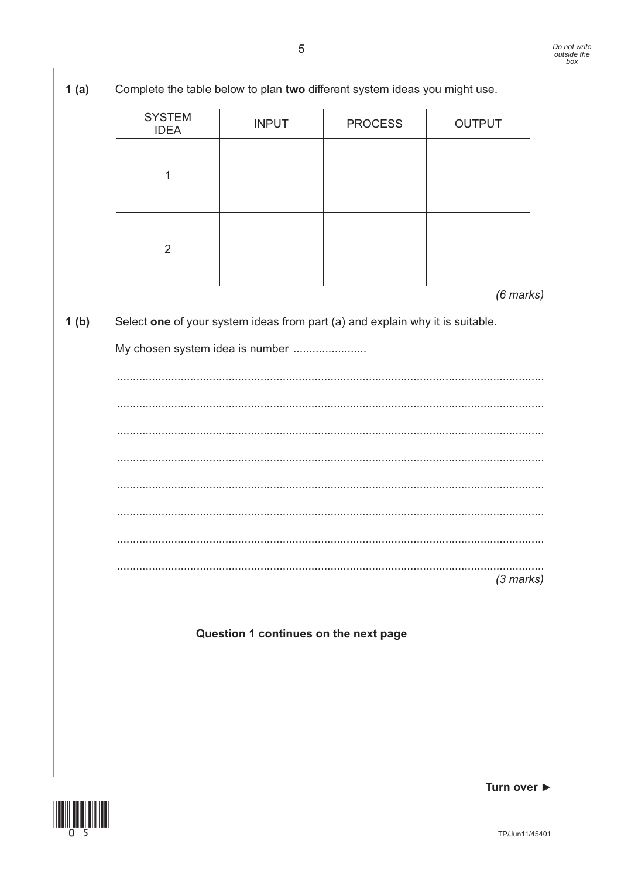**1 (a)** Complete the table below to plan **two** different system ideas you might use.

| SYSTEM IDEA | INPUT | PROCESS | OUTPUT |
|---|---|---|---|
| 1 | | | |
| 2 | | | |

*(6 marks)*

**1 (b)** Select **one** of your system ideas from part (a) and explain why it is suitable.

My chosen system idea is number .......................

.....................................................................................................................................

.....................................................................................................................................

.....................................................................................................................................

.....................................................................................................................................

.....................................................................................................................................

.....................................................................................................................................

.....................................................................................................................................

.....................................................................................................................................

*(3 marks)*

**Question 1 continues on the next page**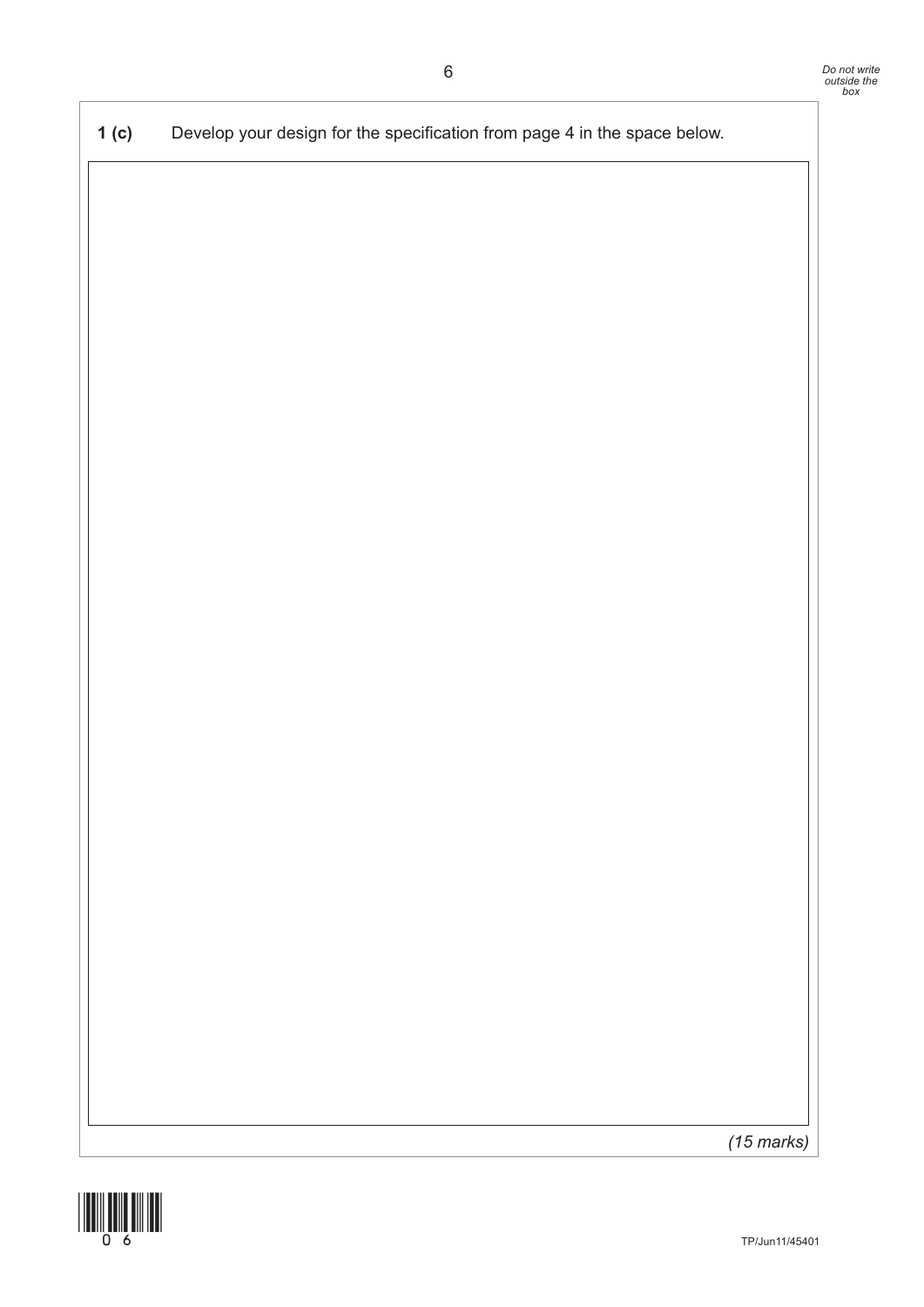**1 (c)** Develop your design for the specification from page 4 in the space below.

*(15 marks)*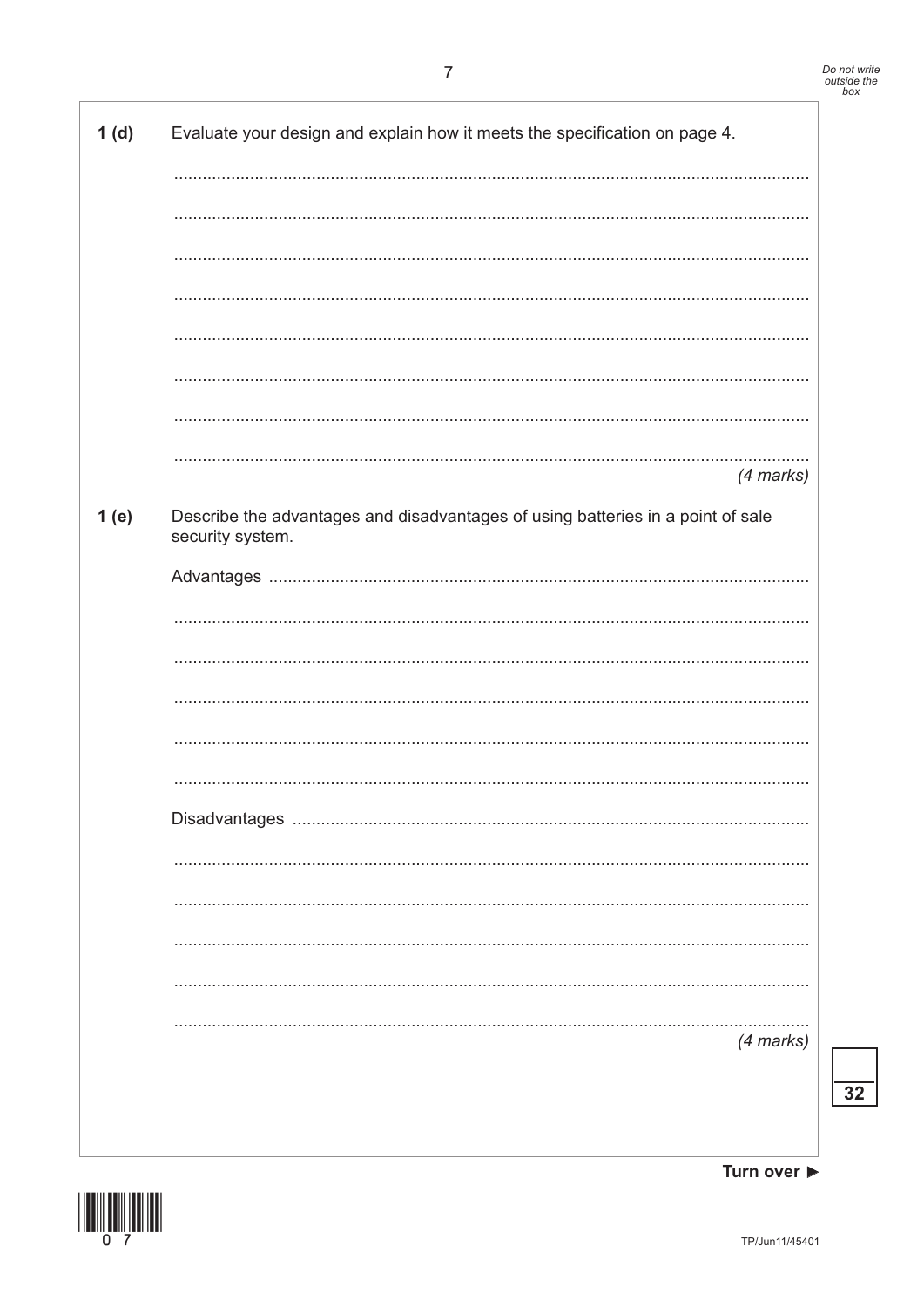**1 (d)** Evaluate your design and explain how it meets the specification on page 4.

.......................................................................................................................................

.......................................................................................................................................

.......................................................................................................................................

.......................................................................................................................................

.......................................................................................................................................

.......................................................................................................................................

.......................................................................................................................................

.......................................................................................................................................

*(4 marks)*

**1 (e)** Describe the advantages and disadvantages of using batteries in a point of sale security system.

Advantages .......................................................................................................................

.......................................................................................................................................

.......................................................................................................................................

.......................................................................................................................................

.......................................................................................................................................

.......................................................................................................................................

Disadvantages ..................................................................................................................

.......................................................................................................................................

.......................................................................................................................................

.......................................................................................................................................

.......................................................................................................................................

.......................................................................................................................................

*(4 marks)*

32

Turn over ►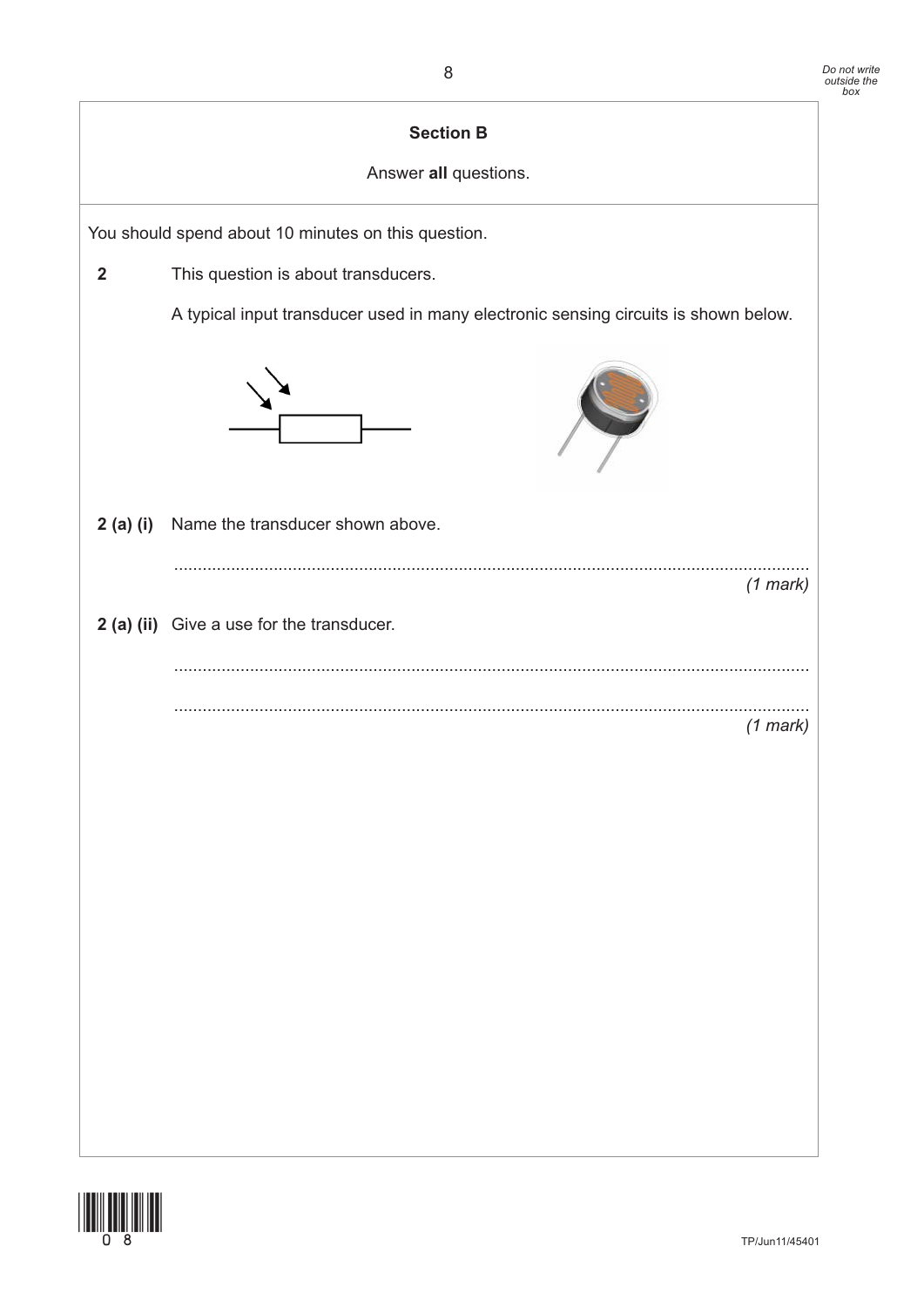## Section B

Answer **all** questions.

You should spend about 10 minutes on this question.

**2** This question is about transducers.

A typical input transducer used in many electronic sensing circuits is shown below.

**2 (a) (i)** Name the transducer shown above.

.......................................................................................................................................

*(1 mark)*

**2 (a) (ii)** Give a use for the transducer.

.......................................................................................................................................

.......................................................................................................................................

*(1 mark)*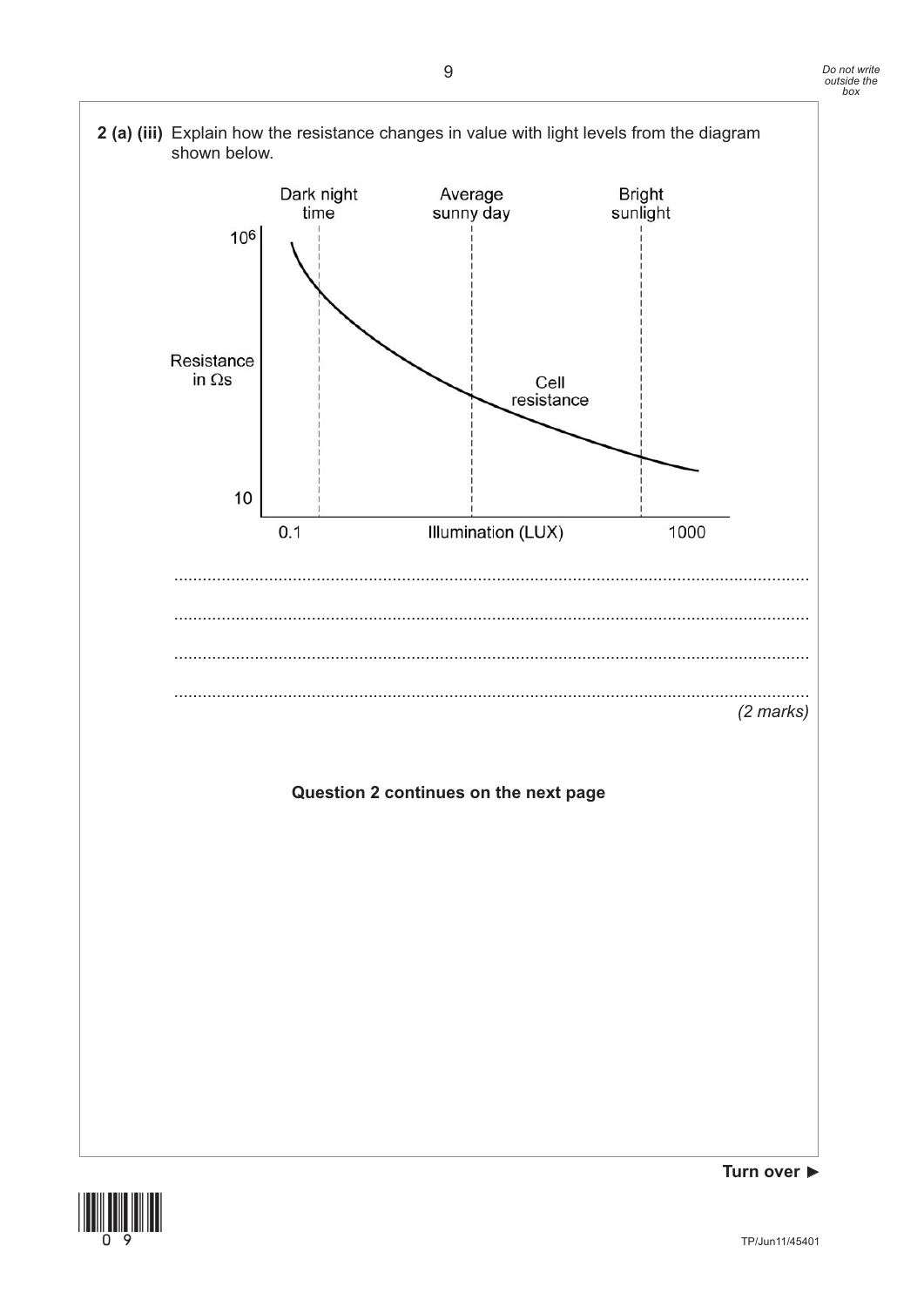**2 (a) (iii)** Explain how the resistance changes in value with light levels from the diagram shown below.

Dark night time

Average sunny day

Bright sunlight

$10^6$

Resistance in Ωs

Cell resistance

10

0.1

Illumination (LUX)

1000

.......................................................................................................................................

.......................................................................................................................................

.......................................................................................................................................

.......................................................................................................................................

*(2 marks)*

**Question 2 continues on the next page**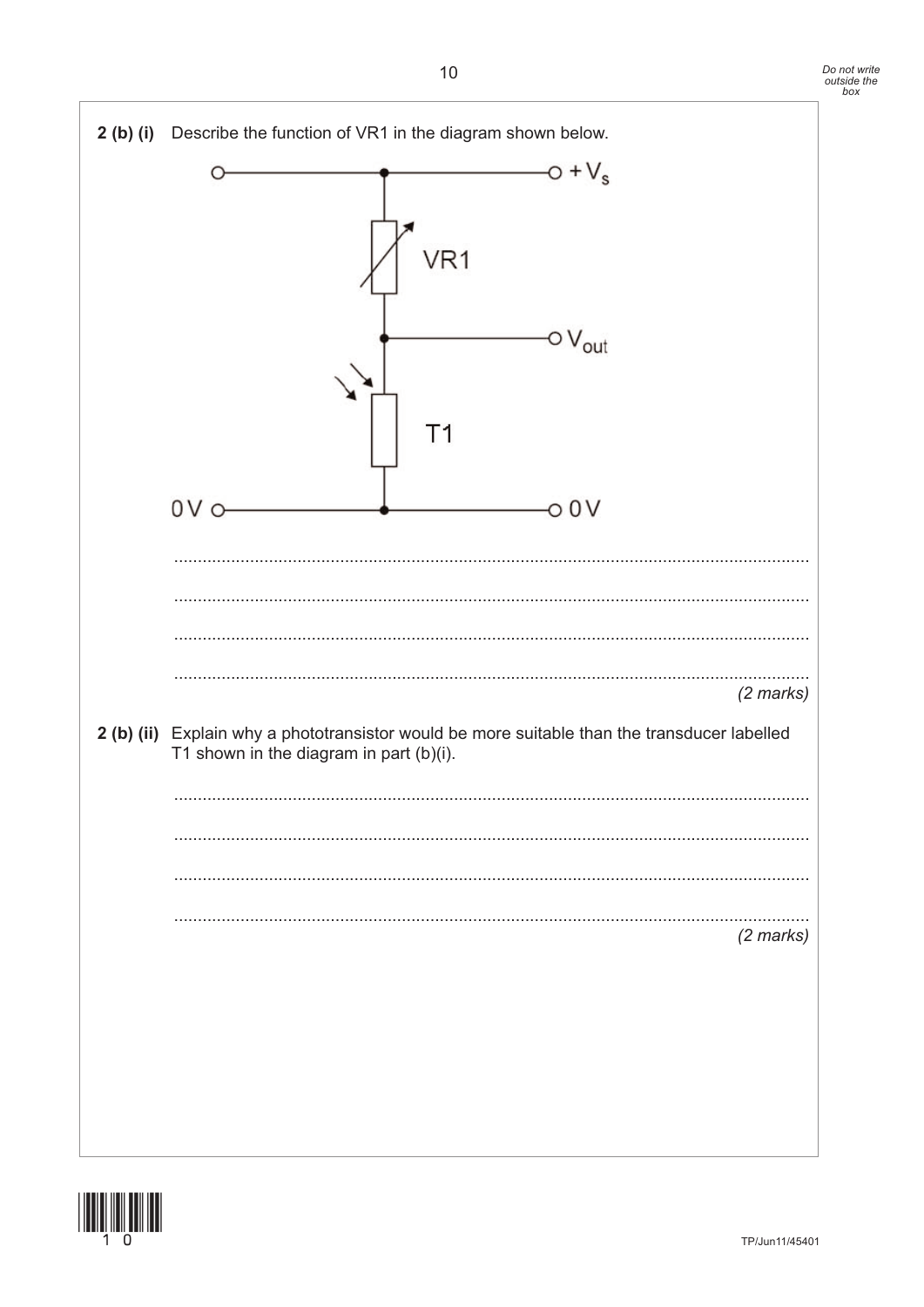**2 (b) (i)** Describe the function of VR1 in the diagram shown below.

VR1

$V_{out}$

$+V_s$

T1

0 V

0 V

....................................................................................................................................

....................................................................................................................................

....................................................................................................................................

....................................................................................................................................

*(2 marks)*

**2 (b) (ii)** Explain why a phototransistor would be more suitable than the transducer labelled T1 shown in the diagram in part (b)(i).

....................................................................................................................................

....................................................................................................................................

....................................................................................................................................

....................................................................................................................................

*(2 marks)*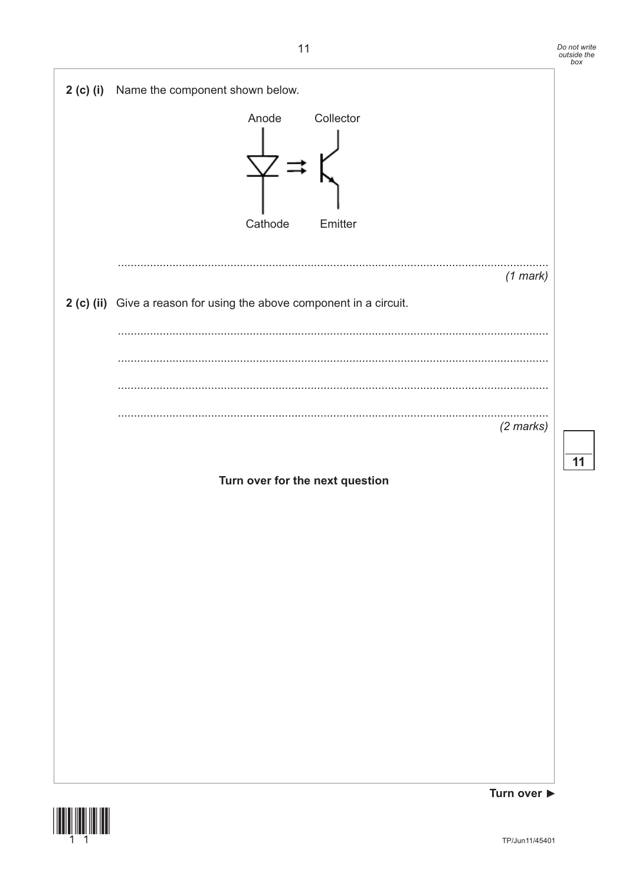**2 (c) (i)** Name the component shown below.

Anode Collector

Cathode Emitter

.....................................................................................................................................
*(1 mark)*

**2 (c) (ii)** Give a reason for using the above component in a circuit.

.....................................................................................................................................

.....................................................................................................................................

.....................................................................................................................................

.....................................................................................................................................
*(2 marks)*

**Turn over for the next question**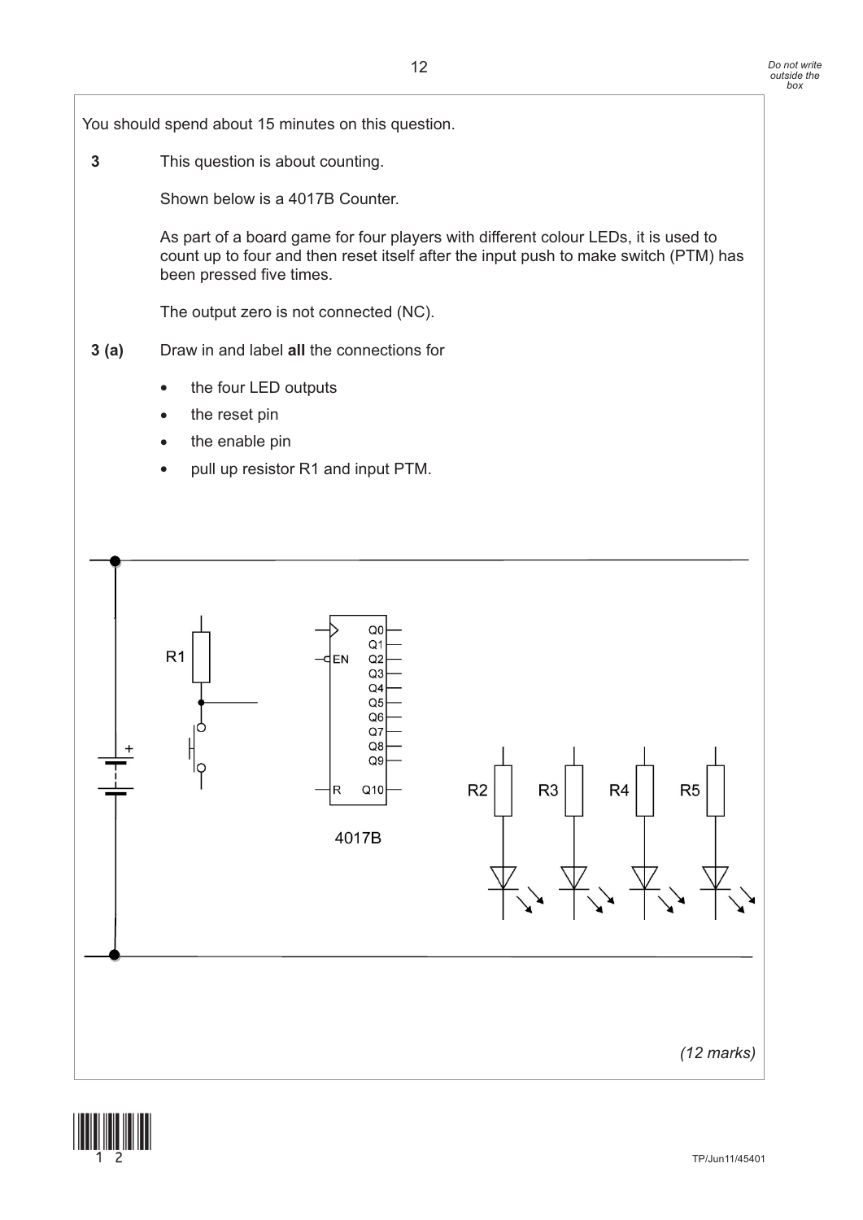You should spend about 15 minutes on this question.

**3** This question is about counting.

Shown below is a 4017B Counter.

As part of a board game for four players with different colour LEDs, it is used to count up to four and then reset itself after the input push to make switch (PTM) has been pressed five times.

The output zero is not connected (NC).

**3 (a)** Draw in and label **all** the connections for

- the four LED outputs
- the reset pin
- the enable pin
- pull up resistor R1 and input PTM.

R1

EN

Q0 Q1 Q2 Q3 Q4 Q5 Q6 Q7 Q8 Q9

R Q10

4017B

R2 R3 R4 R5

*(12 marks)*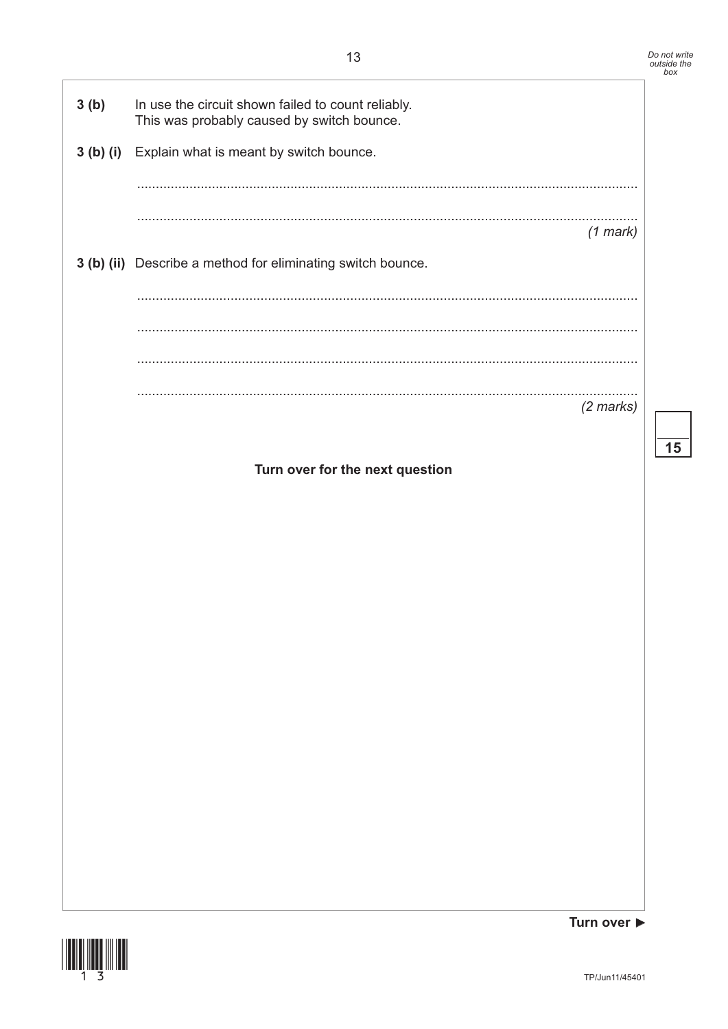**3 (b)** In use the circuit shown failed to count reliably.
This was probably caused by switch bounce.

**3 (b) (i)** Explain what is meant by switch bounce.

............................................................................................................................................

............................................................................................................................................
*(1 mark)*

**3 (b) (ii)** Describe a method for eliminating switch bounce.

............................................................................................................................................

............................................................................................................................................

............................................................................................................................................

............................................................................................................................................
*(2 marks)*

**Turn over for the next question**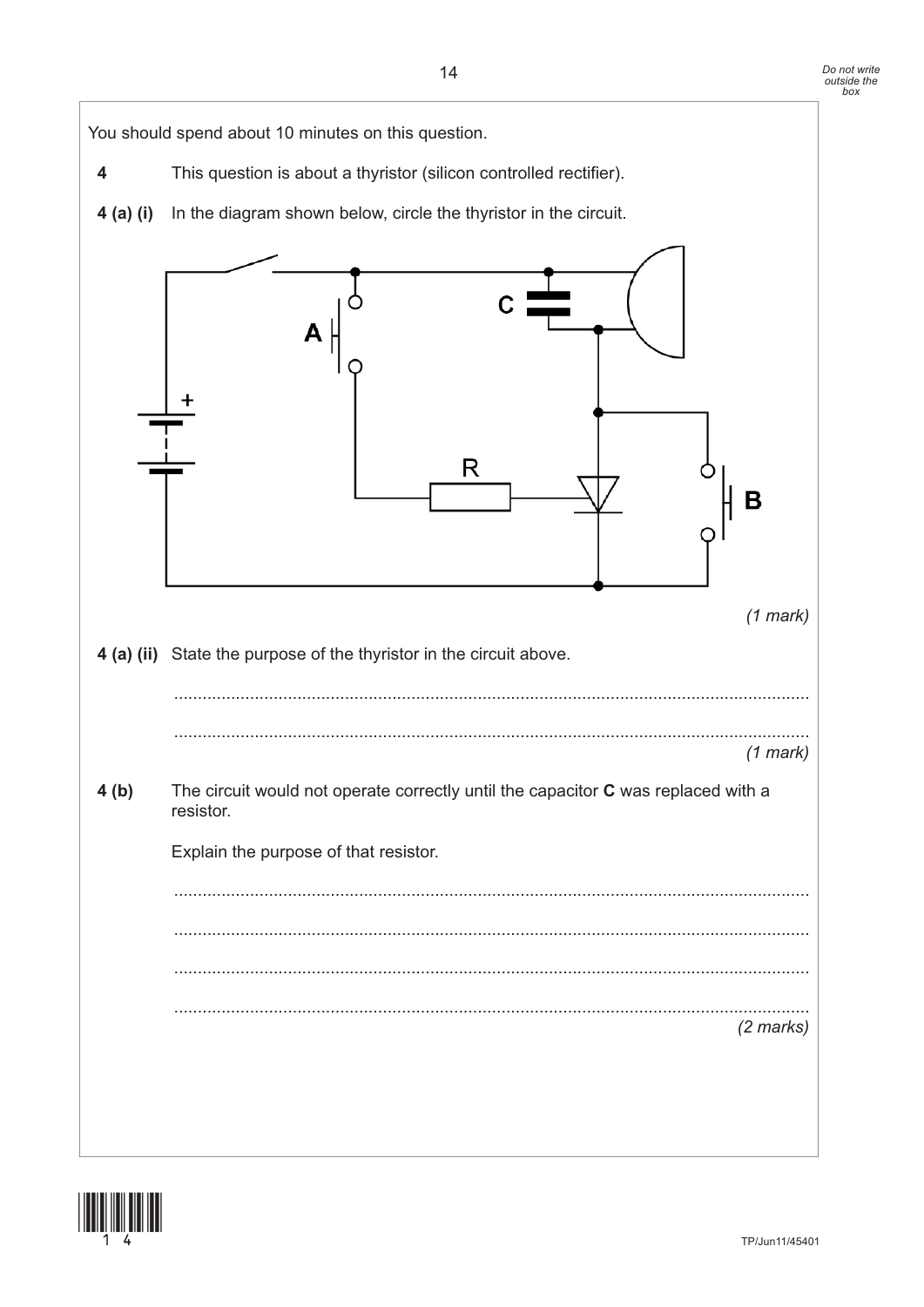You should spend about 10 minutes on this question.

**4** This question is about a thyristor (silicon controlled rectifier).

**4 (a) (i)** In the diagram shown below, circle the thyristor in the circuit.

*(1 mark)*

**4 (a) (ii)** State the purpose of the thyristor in the circuit above.

.....................................................................................................................................

.....................................................................................................................................

*(1 mark)*

**4 (b)** The circuit would not operate correctly until the capacitor **C** was replaced with a resistor.

Explain the purpose of that resistor.

.....................................................................................................................................

.....................................................................................................................................

.....................................................................................................................................

.....................................................................................................................................

*(2 marks)*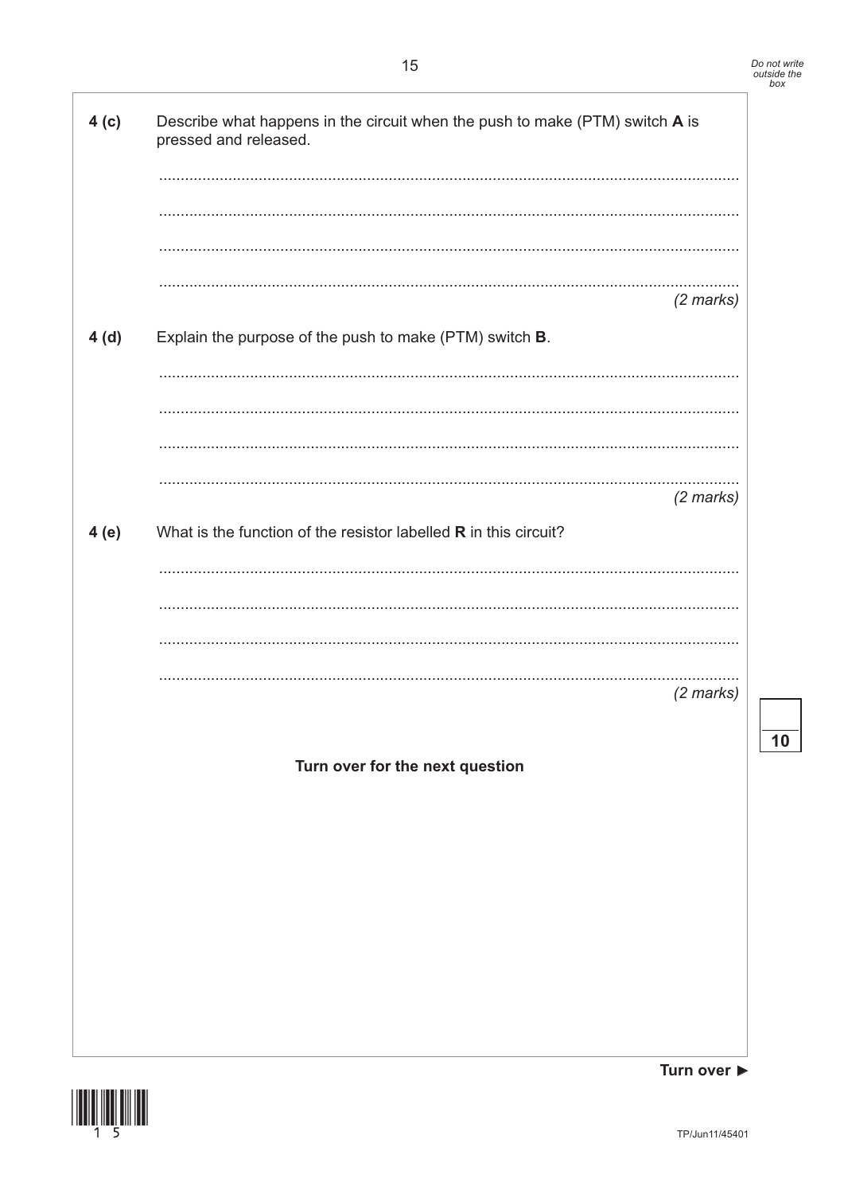**4 (c)** Describe what happens in the circuit when the push to make (PTM) switch **A** is pressed and released.

.....................................................................................................................................

.....................................................................................................................................

.....................................................................................................................................

.....................................................................................................................................

*(2 marks)*

**4 (d)** Explain the purpose of the push to make (PTM) switch **B**.

.....................................................................................................................................

.....................................................................................................................................

.....................................................................................................................................

.....................................................................................................................................

*(2 marks)*

**4 (e)** What is the function of the resistor labelled **R** in this circuit?

.....................................................................................................................................

.....................................................................................................................................

.....................................................................................................................................

.....................................................................................................................................

*(2 marks)*

**Turn over for the next question**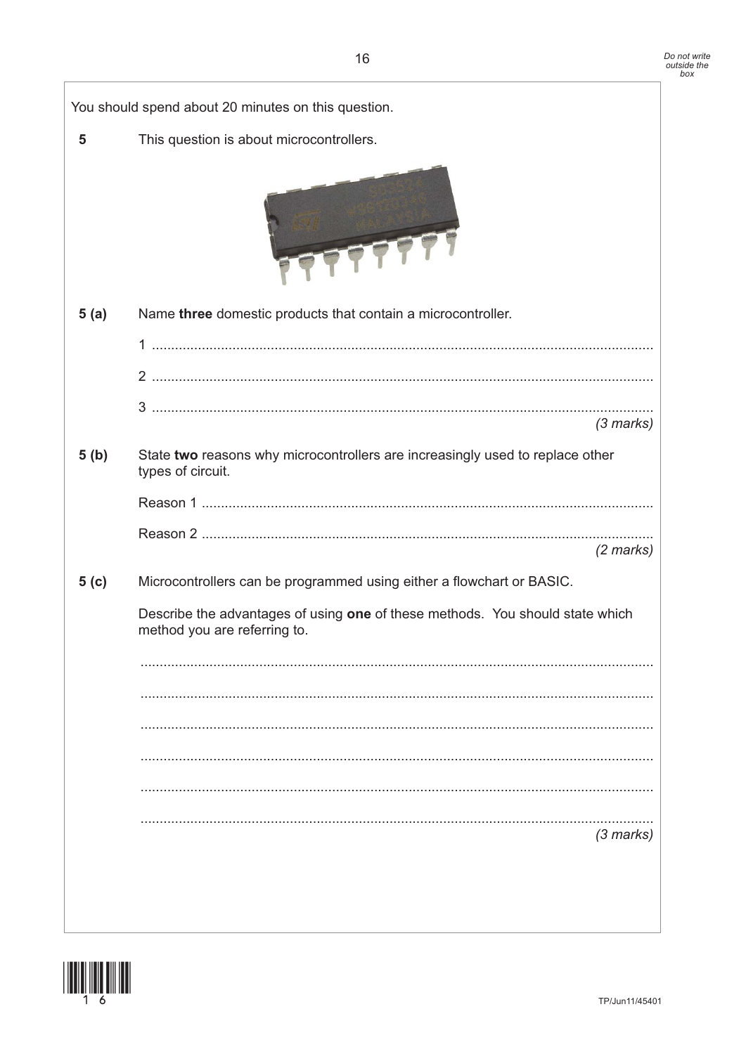You should spend about 20 minutes on this question.

**5** This question is about microcontrollers.

**5 (a)** Name **three** domestic products that contain a microcontroller.

1 ..........................................................................................................................

2 ..........................................................................................................................

3 ..........................................................................................................................

*(3 marks)*

**5 (b)** State **two** reasons why microcontrollers are increasingly used to replace other types of circuit.

Reason 1 ..............................................................................................................

Reason 2 ..............................................................................................................

*(2 marks)*

**5 (c)** Microcontrollers can be programmed using either a flowchart or BASIC.

Describe the advantages of using **one** of these methods. You should state which method you are referring to.

..........................................................................................................................

..........................................................................................................................

..........................................................................................................................

..........................................................................................................................

..........................................................................................................................

..........................................................................................................................

*(3 marks)*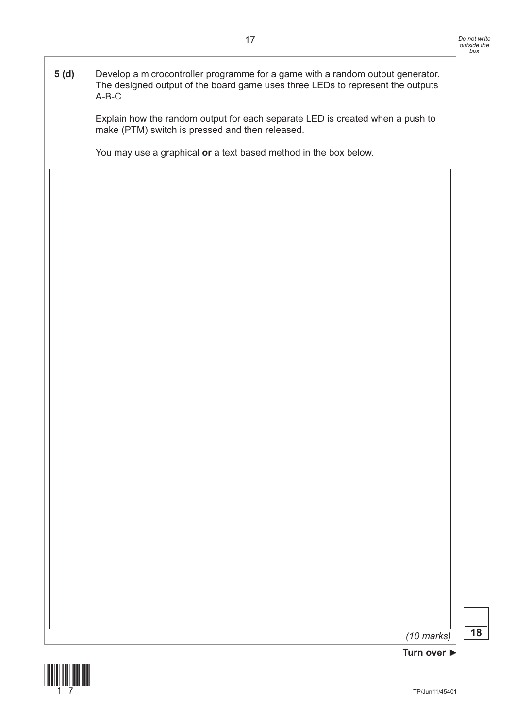**5 (d)** Develop a microcontroller programme for a game with a random output generator. The designed output of the board game uses three LEDs to represent the outputs A-B-C.

Explain how the random output for each separate LED is created when a push to make (PTM) switch is pressed and then released.

You may use a graphical **or** a text based method in the box below.

*(10 marks)*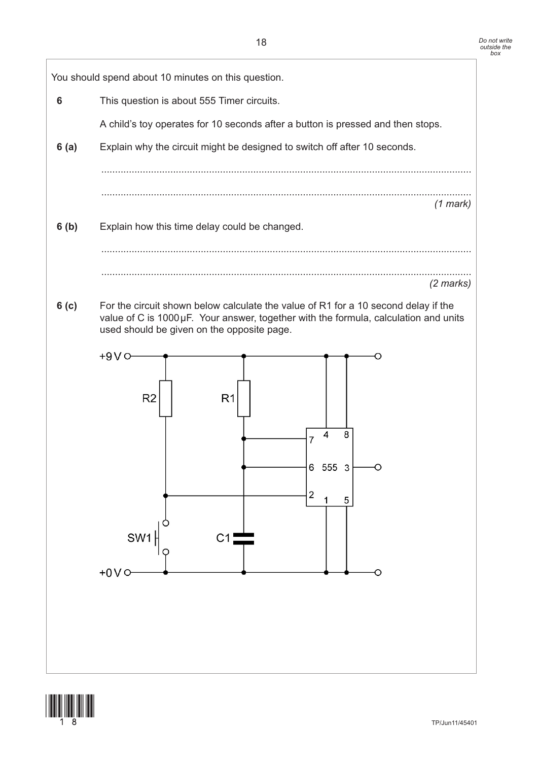You should spend about 10 minutes on this question.

**6** This question is about 555 Timer circuits.

A child's toy operates for 10 seconds after a button is pressed and then stops.

**6 (a)** Explain why the circuit might be designed to switch off after 10 seconds.

.............................................................................................................................

.............................................................................................................................

*(1 mark)*

**6 (b)** Explain how this time delay could be changed.

.............................................................................................................................

.............................................................................................................................

*(2 marks)*

**6 (c)** For the circuit shown below calculate the value of R1 for a 10 second delay if the value of C is 1000 µF. Your answer, together with the formula, calculation and units used should be given on the opposite page.

+9 V, R2, R1, 7, 4, 8, 6, 555, 3, 2, 1, 5, SW1, C1, +0 V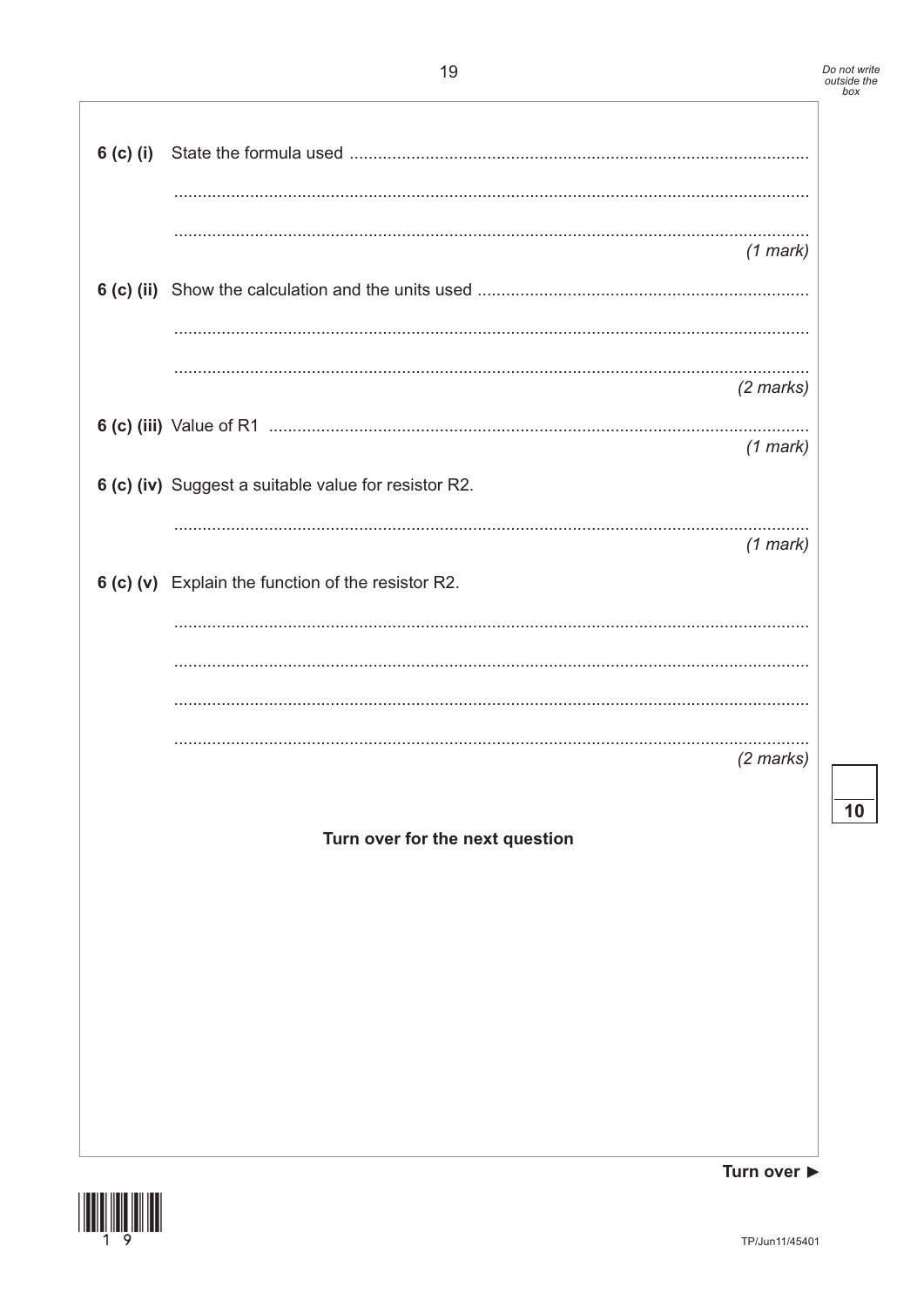**6 (c) (i)** State the formula used ..........................................................................................

..........................................................................................................................................

..........................................................................................................................................

*(1 mark)*

**6 (c) (ii)** Show the calculation and the units used ..........................................................................

..........................................................................................................................................

..........................................................................................................................................

*(2 marks)*

**6 (c) (iii)** Value of R1 ..........................................................................................................

*(1 mark)*

**6 (c) (iv)** Suggest a suitable value for resistor R2.

..........................................................................................................................................

*(1 mark)*

**6 (c) (v)** Explain the function of the resistor R2.

..........................................................................................................................................

..........................................................................................................................................

..........................................................................................................................................

..........................................................................................................................................

*(2 marks)*

**10**

**Turn over for the next question**

**Turn over ►**

TP/Jun11/45401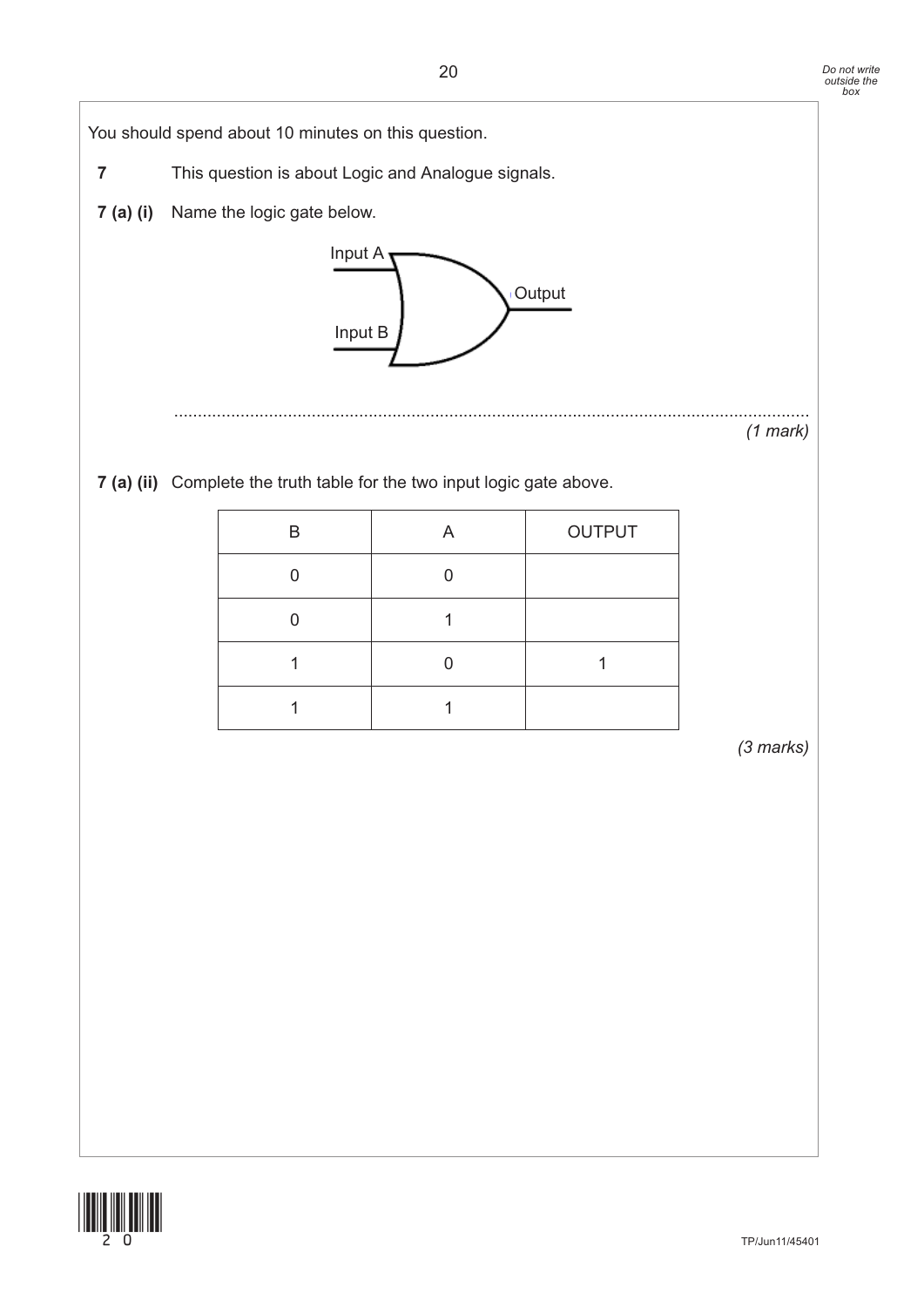You should spend about 10 minutes on this question.

**7** This question is about Logic and Analogue signals.

**7 (a) (i)** Name the logic gate below.

Input A

Input B

Output

.......................................................................................................................................

*(1 mark)*

**7 (a) (ii)** Complete the truth table for the two input logic gate above.

| B | A | OUTPUT |
|---|---|---|
| 0 | 0 | |
| 0 | 1 | |
| 1 | 0 | 1 |
| 1 | 1 | |

*(3 marks)*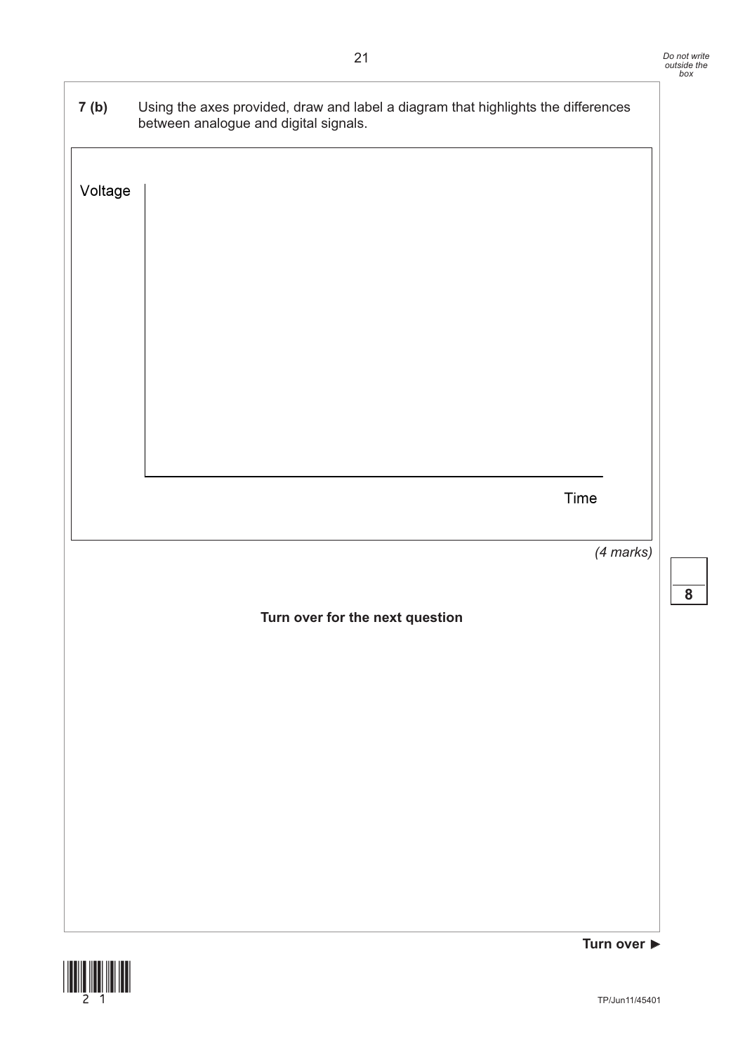**7 (b)** Using the axes provided, draw and label a diagram that highlights the differences between analogue and digital signals.

Voltage

Time

*(4 marks)*

**8**

**Turn over for the next question**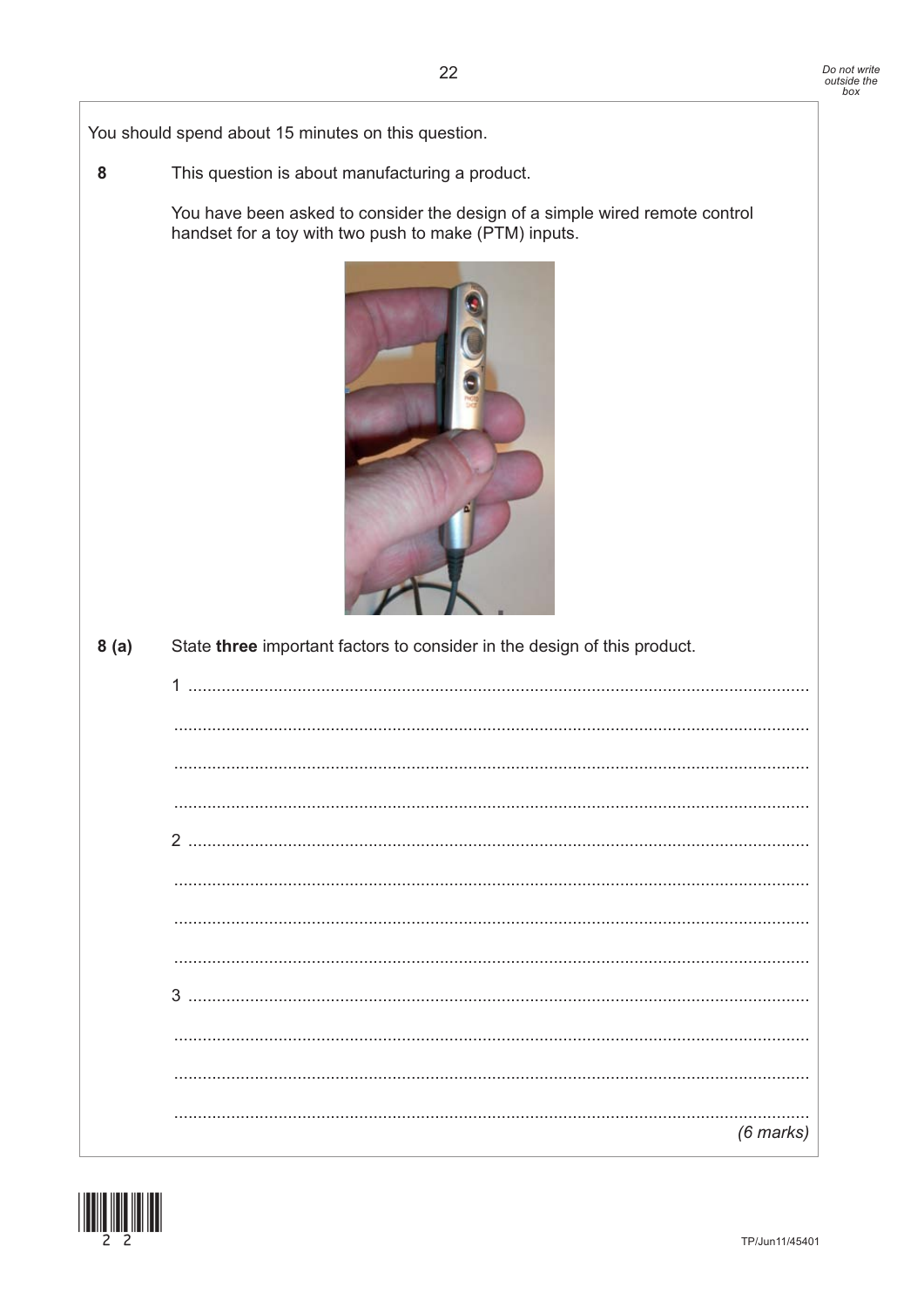You should spend about 15 minutes on this question.

**8** This question is about manufacturing a product.

You have been asked to consider the design of a simple wired remote control handset for a toy with two push to make (PTM) inputs.

**8 (a)** State **three** important factors to consider in the design of this product.

1 ..........................................................................................................................

..........................................................................................................................

..........................................................................................................................

..........................................................................................................................

2 ..........................................................................................................................

..........................................................................................................................

..........................................................................................................................

..........................................................................................................................

3 ..........................................................................................................................

..........................................................................................................................

..........................................................................................................................

..........................................................................................................................

*(6 marks)*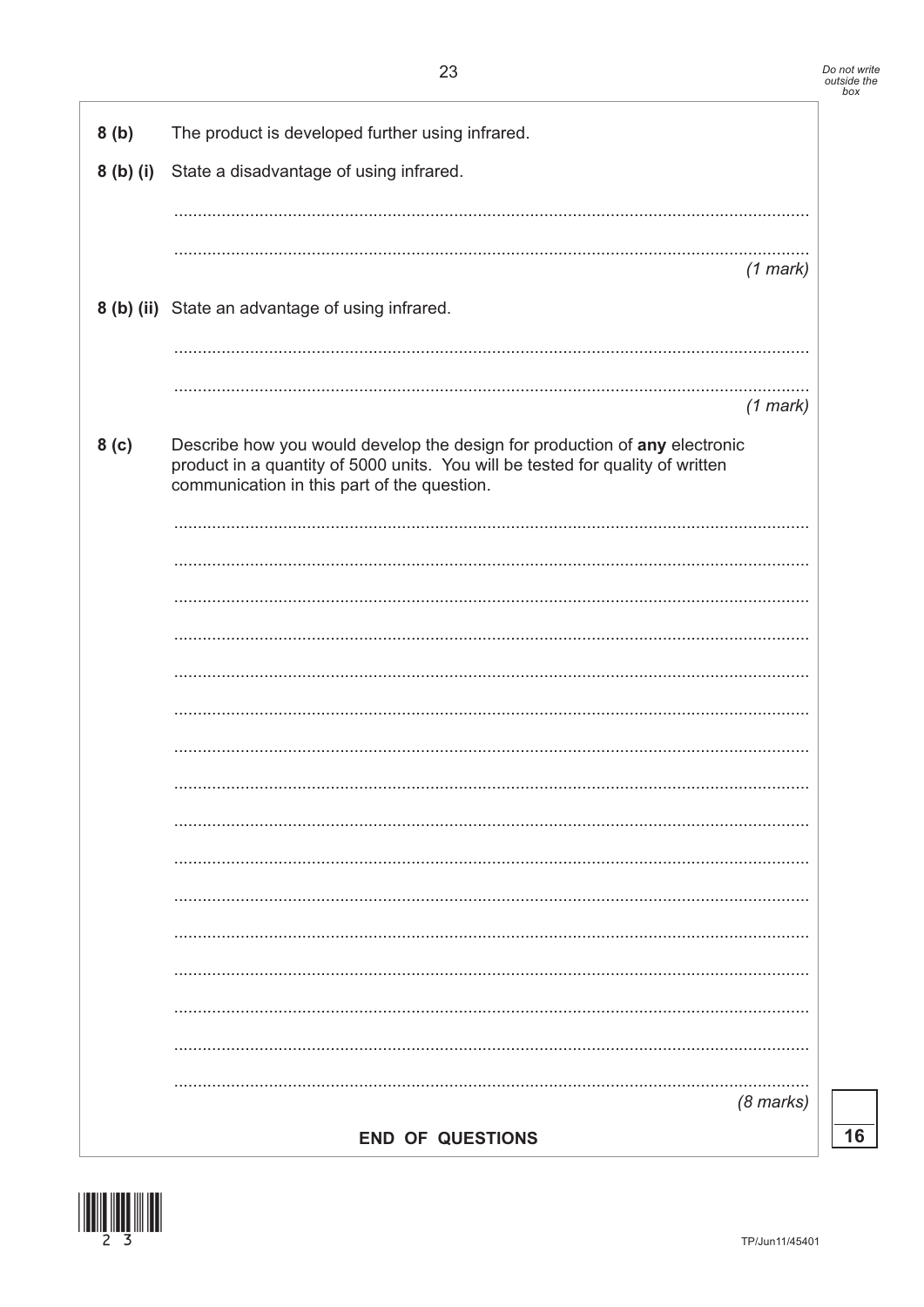**8 (b)** The product is developed further using infrared.

**8 (b) (i)** State a disadvantage of using infrared.

.....................................................................................................................................

.....................................................................................................................................

*(1 mark)*

**8 (b) (ii)** State an advantage of using infrared.

.....................................................................................................................................

.....................................................................................................................................

*(1 mark)*

**8 (c)** Describe how you would develop the design for production of **any** electronic product in a quantity of 5000 units. You will be tested for quality of written communication in this part of the question.

.....................................................................................................................................

.....................................................................................................................................

.....................................................................................................................................

.....................................................................................................................................

.....................................................................................................................................

.....................................................................................................................................

.....................................................................................................................................

.....................................................................................................................................

.....................................................................................................................................

.....................................................................................................................................

.....................................................................................................................................

.....................................................................................................................................

.....................................................................................................................................

.....................................................................................................................................

.....................................................................................................................................

.....................................................................................................................................

*(8 marks)*

16

**END OF QUESTIONS**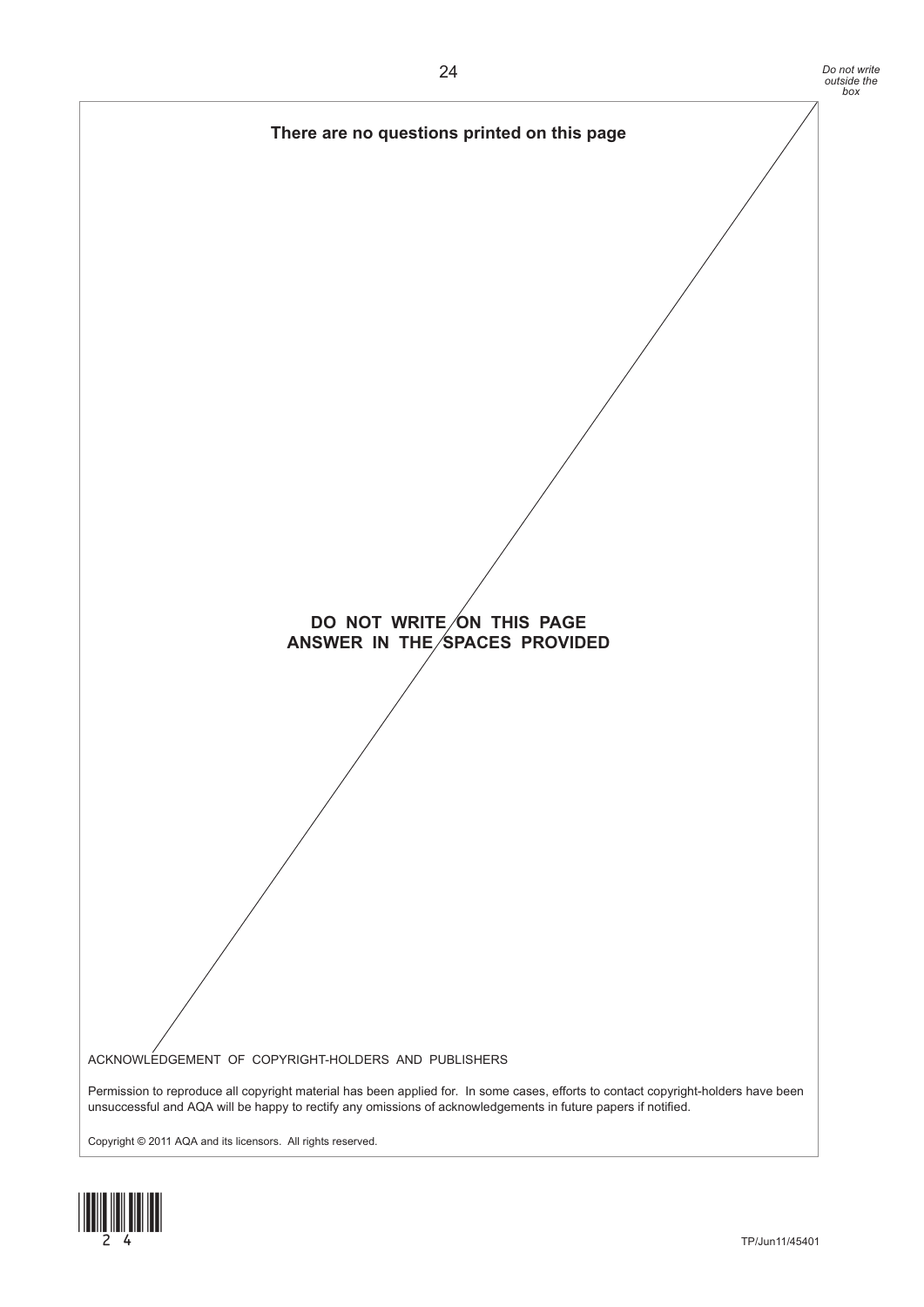**There are no questions printed on this page**

**DO NOT WRITE ON THIS PAGE**
**ANSWER IN THE SPACES PROVIDED**

ACKNOWLEDGEMENT OF COPYRIGHT-HOLDERS AND PUBLISHERS

Permission to reproduce all copyright material has been applied for. In some cases, efforts to contact copyright-holders have been unsuccessful and AQA will be happy to rectify any omissions of acknowledgements in future papers if notified.

Copyright © 2011 AQA and its licensors. All rights reserved.